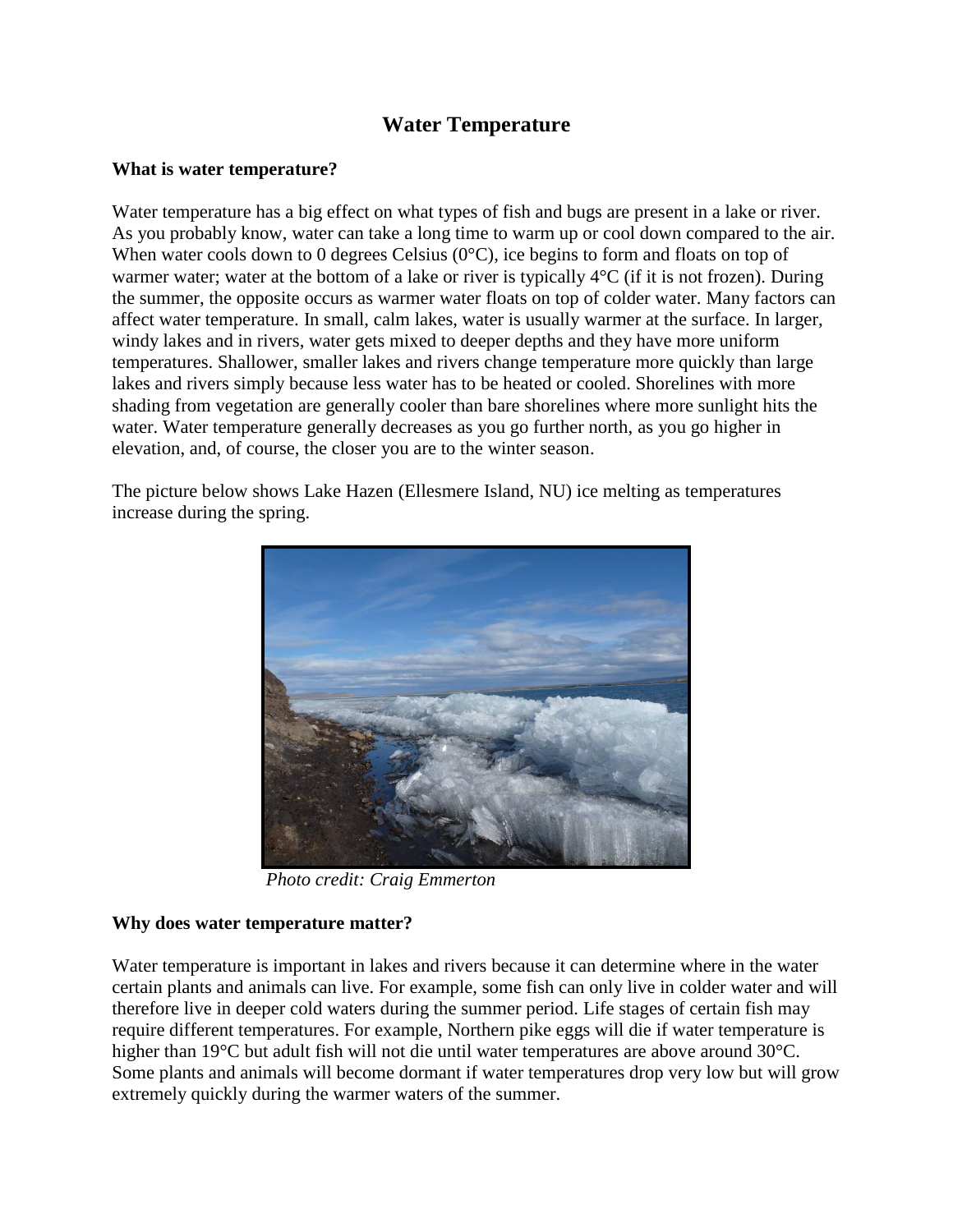# Water Temperature

## What is water temperature?

Water temperature has a big effect on what types of fish and bugs are present in a lake or river. As you probably know, water can take a long time to warm up or cool down compared to the air. When water cools down to 0 degrees Celsius (0°C), ice begins to form and floats on top of warmer water; water at the bottom of a lake or river is typically 4°C (if it is not frozen). During the summer, the opposite occurs as warmer water floats on top of colder water. Many factors can affect water temperature. In small, calm lakes, water is usually warmer at the surface. In larger, windy lakes and in rivers, water gets mixed to deeper depths and they have more uniform temperatures. Shallower, smaller lakes and rivers change temperature more quickly than large lakes and rivers simply because less water has to be heated or cooled. Shorelines with more shading from vegetation are generally cooler than bare shorelines where more sunlight hits the water. Water temperature generally decreases as you go further north, as you go higher in elevation, and, of course, the closer you are to the winter season.

The picture below shows Lake Hazen (Ellesmere Island, NU) ice melting as temperatures increase during the spring.

*Photo credit: Craig Emmerton*

## Why does water temperature matter?

Water temperature is important in lakes and rivers because it can determine where in the water certain plants and animals can live. For example, some fish can only live in colder water and will therefore live in deeper cold waters during the summer period. Life stages of certain fish may require different temperatures. For example, Northern pike eggs will die if water temperature is higher than 19°C but adult fish will not die until water temperatures are above around 30°C. Some plants and animals will become dormant if water temperatures drop very low but will grow extremely quickly during the warmer waters of the summer.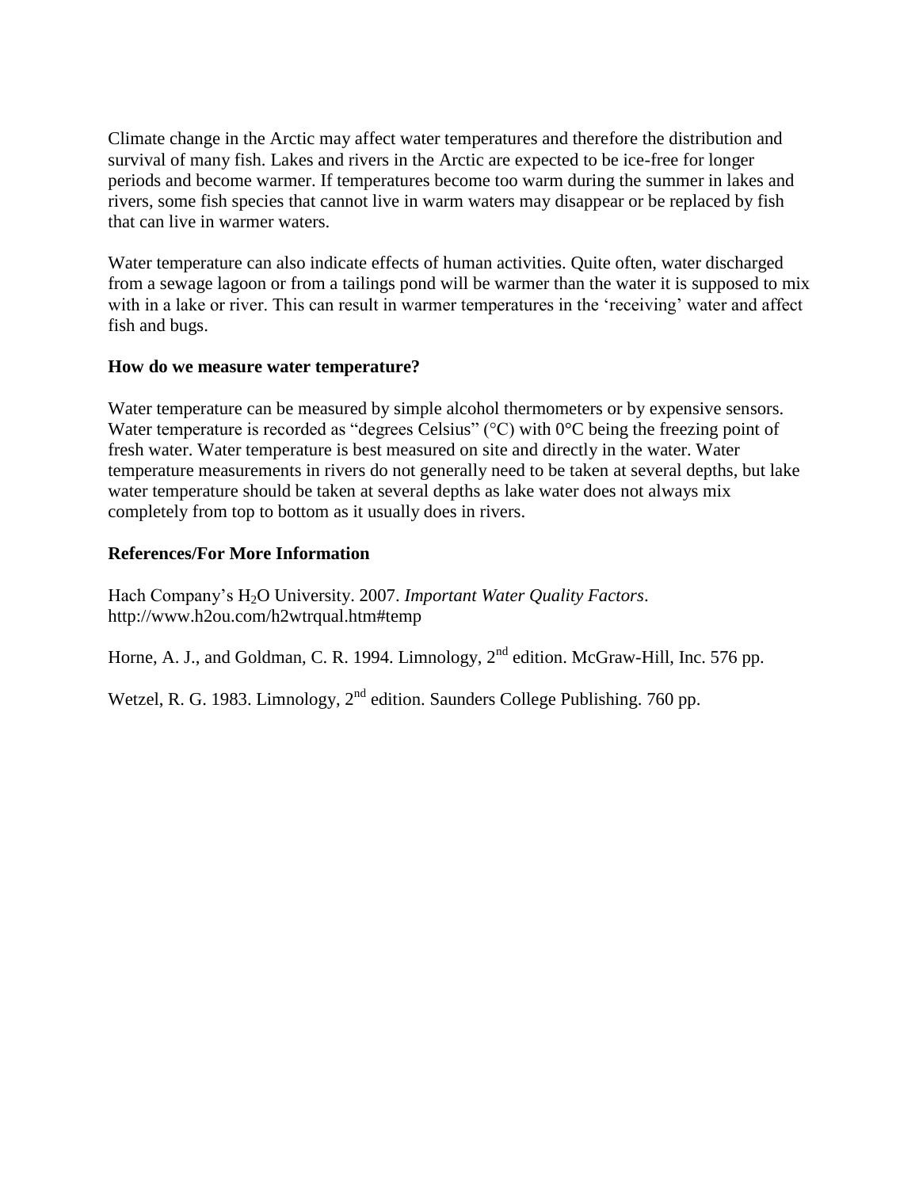Climate change in the Arctic may affect water temperatures and therefore the distribution and survival of many fish. Lakes and rivers in the Arctic are expected to be ice-free for longer periods and become warmer. If temperatures become too warm during the summer in lakes and rivers, some fish species that cannot live in warm waters may disappear or be replaced by fish that can live in warmer waters.

Water temperature can also indicate effects of human activities. Quite often, water discharged from a sewage lagoon or from a tailings pond will be warmer than the water it is supposed to mix with in a lake or river. This can result in warmer temperatures in the 'receiving' water and affect fish and bugs.

**How do we measure water temperature?**

Water temperature can be measured by simple alcohol thermometers or by expensive sensors. Water temperature is recorded as "degrees Celsius" (°C) with 0°C being the freezing point of fresh water. Water temperature is best measured on site and directly in the water. Water temperature measurements in rivers do not generally need to be taken at several depths, but lake water temperature should be taken at several depths as lake water does not always mix completely from top to bottom as it usually does in rivers.

**References/For More Information**

Hach Company's $H_2O$ University. 2007. *Important Water Quality Factors*. http://www.h2ou.com/h2wtrqual.htm#temp

Horne, A. J., and Goldman, C. R. 1994. Limnology, 2nd edition. McGraw-Hill, Inc. 576 pp.

Wetzel, R. G. 1983. Limnology, 2nd edition. Saunders College Publishing. 760 pp.